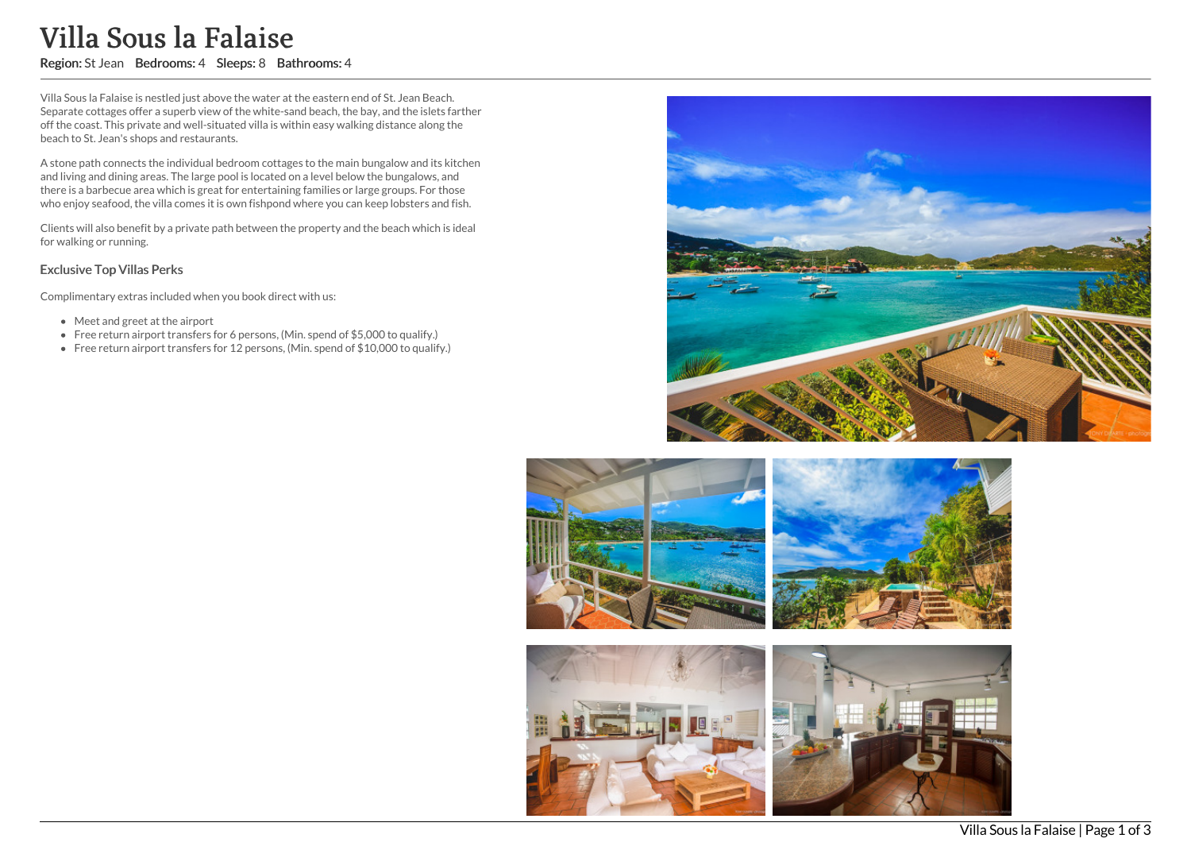# Villa Sous la Falaise

**Region:** St Jean **Bedrooms:** 4 **Sleeps:** 8 **Bathrooms:** 4

Villa Sous la Falaise is nestled just above the water at the eastern end of St. Jean Beach. Separate cottages offer a superb view of the white-sand beach, the bay, and the islets farther off the coast. This private and well-situated villa is within easy walking distance along the beach to St. Jean's shops and restaurants.

A stone path connects the individual bedroom cottages to the main bungalow and its kitchen and living and dining areas. The large pool is located on a level below the bungalows, and there is a barbecue area which is great for entertaining families or large groups. For those who enjoy seafood, the villa comes it is own fishpond where you can keep lobsters and fish.

Clients will also benefit by a private path between the property and the beach which is ideal for walking or running.

### Exclusive Top Villas Perks

Complimentary extras included when you book direct with us:

- Meet and greet at the airport
- Free return airport transfers for 6 persons, (Min. spend of $5,000 to qualify.)
- Free return airport transfers for 12 persons, (Min. spend of $10,000 to qualify.)